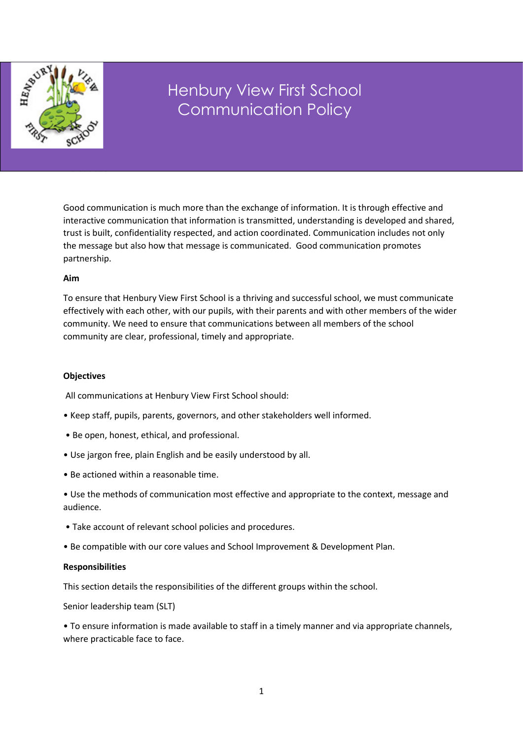# Henbury View First School Communication Policy

Good communication is much more than the exchange of information. It is through effective and interactive communication that information is transmitted, understanding is developed and shared, trust is built, confidentiality respected, and action coordinated. Communication includes not only the message but also how that message is communicated. Good communication promotes partnership.

**Aim**

To ensure that Henbury View First School is a thriving and successful school, we must communicate effectively with each other, with our pupils, with their parents and with other members of the wider community. We need to ensure that communications between all members of the school community are clear, professional, timely and appropriate.

**Objectives**

All communications at Henbury View First School should:

- Keep staff, pupils, parents, governors, and other stakeholders well informed.
- Be open, honest, ethical, and professional.
- Use jargon free, plain English and be easily understood by all.
- Be actioned within a reasonable time.
- Use the methods of communication most effective and appropriate to the context, message and audience.
- Take account of relevant school policies and procedures.
- Be compatible with our core values and School Improvement & Development Plan.

**Responsibilities**

This section details the responsibilities of the different groups within the school.

Senior leadership team (SLT)

- To ensure information is made available to staff in a timely manner and via appropriate channels, where practicable face to face.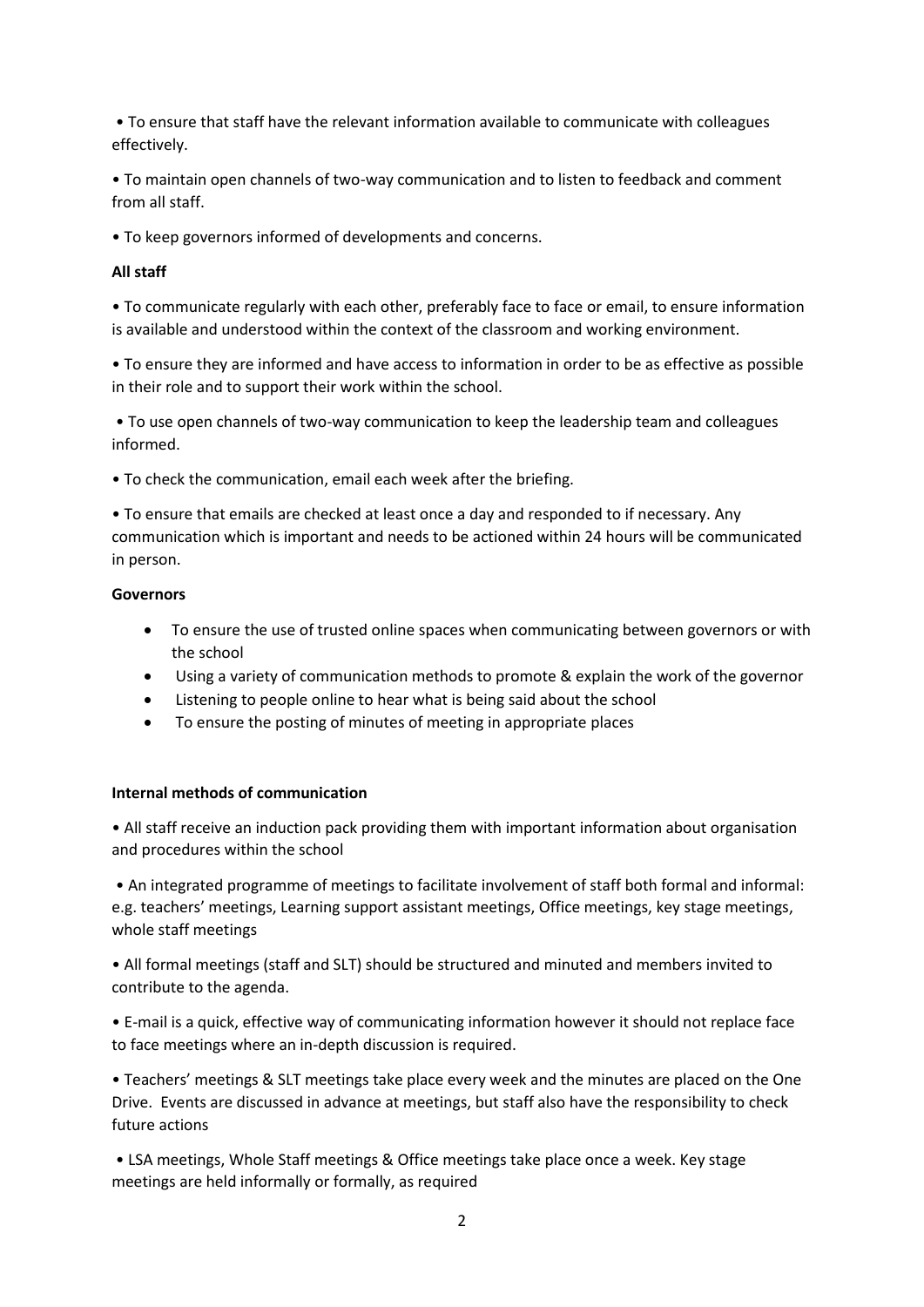- To ensure that staff have the relevant information available to communicate with colleagues effectively.
- To maintain open channels of two-way communication and to listen to feedback and comment from all staff.
- To keep governors informed of developments and concerns.

**All staff**

- To communicate regularly with each other, preferably face to face or email, to ensure information is available and understood within the context of the classroom and working environment.
- To ensure they are informed and have access to information in order to be as effective as possible in their role and to support their work within the school.
- To use open channels of two-way communication to keep the leadership team and colleagues informed.
- To check the communication, email each week after the briefing.
- To ensure that emails are checked at least once a day and responded to if necessary. Any communication which is important and needs to be actioned within 24 hours will be communicated in person.

**Governors**

- To ensure the use of trusted online spaces when communicating between governors or with the school
- Using a variety of communication methods to promote & explain the work of the governor
- Listening to people online to hear what is being said about the school
- To ensure the posting of minutes of meeting in appropriate places

**Internal methods of communication**

- All staff receive an induction pack providing them with important information about organisation and procedures within the school
- An integrated programme of meetings to facilitate involvement of staff both formal and informal: e.g. teachers' meetings, Learning support assistant meetings, Office meetings, key stage meetings, whole staff meetings
- All formal meetings (staff and SLT) should be structured and minuted and members invited to contribute to the agenda.
- E-mail is a quick, effective way of communicating information however it should not replace face to face meetings where an in-depth discussion is required.
- Teachers' meetings & SLT meetings take place every week and the minutes are placed on the One Drive. Events are discussed in advance at meetings, but staff also have the responsibility to check future actions
- LSA meetings, Whole Staff meetings & Office meetings take place once a week. Key stage meetings are held informally or formally, as required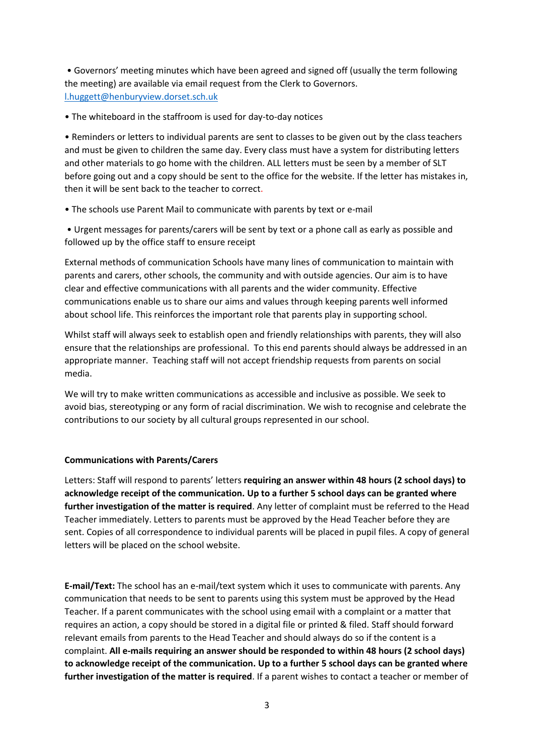• Governors' meeting minutes which have been agreed and signed off (usually the term following the meeting) are available via email request from the Clerk to Governors. [l.huggett@henburyview.dorset.sch.uk](mailto:l.huggett@henburyview.dorset.sch.uk)

• The whiteboard in the staffroom is used for day-to-day notices

• Reminders or letters to individual parents are sent to classes to be given out by the class teachers and must be given to children the same day. Every class must have a system for distributing letters and other materials to go home with the children. ALL letters must be seen by a member of SLT before going out and a copy should be sent to the office for the website. If the letter has mistakes in, then it will be sent back to the teacher to correct.

• The schools use Parent Mail to communicate with parents by text or e-mail

• Urgent messages for parents/carers will be sent by text or a phone call as early as possible and followed up by the office staff to ensure receipt

External methods of communication Schools have many lines of communication to maintain with parents and carers, other schools, the community and with outside agencies. Our aim is to have clear and effective communications with all parents and the wider community. Effective communications enable us to share our aims and values through keeping parents well informed about school life. This reinforces the important role that parents play in supporting school.

Whilst staff will always seek to establish open and friendly relationships with parents, they will also ensure that the relationships are professional. To this end parents should always be addressed in an appropriate manner. Teaching staff will not accept friendship requests from parents on social media.

We will try to make written communications as accessible and inclusive as possible. We seek to avoid bias, stereotyping or any form of racial discrimination. We wish to recognise and celebrate the contributions to our society by all cultural groups represented in our school.

**Communications with Parents/Carers**

Letters: Staff will respond to parents' letters **requiring an answer within 48 hours (2 school days) to acknowledge receipt of the communication. Up to a further 5 school days can be granted where further investigation of the matter is required**. Any letter of complaint must be referred to the Head Teacher immediately. Letters to parents must be approved by the Head Teacher before they are sent. Copies of all correspondence to individual parents will be placed in pupil files. A copy of general letters will be placed on the school website.

**E-mail/Text:** The school has an e-mail/text system which it uses to communicate with parents. Any communication that needs to be sent to parents using this system must be approved by the Head Teacher. If a parent communicates with the school using email with a complaint or a matter that requires an action, a copy should be stored in a digital file or printed & filed. Staff should forward relevant emails from parents to the Head Teacher and should always do so if the content is a complaint. **All e-mails requiring an answer should be responded to within 48 hours (2 school days) to acknowledge receipt of the communication. Up to a further 5 school days can be granted where further investigation of the matter is required**. If a parent wishes to contact a teacher or member of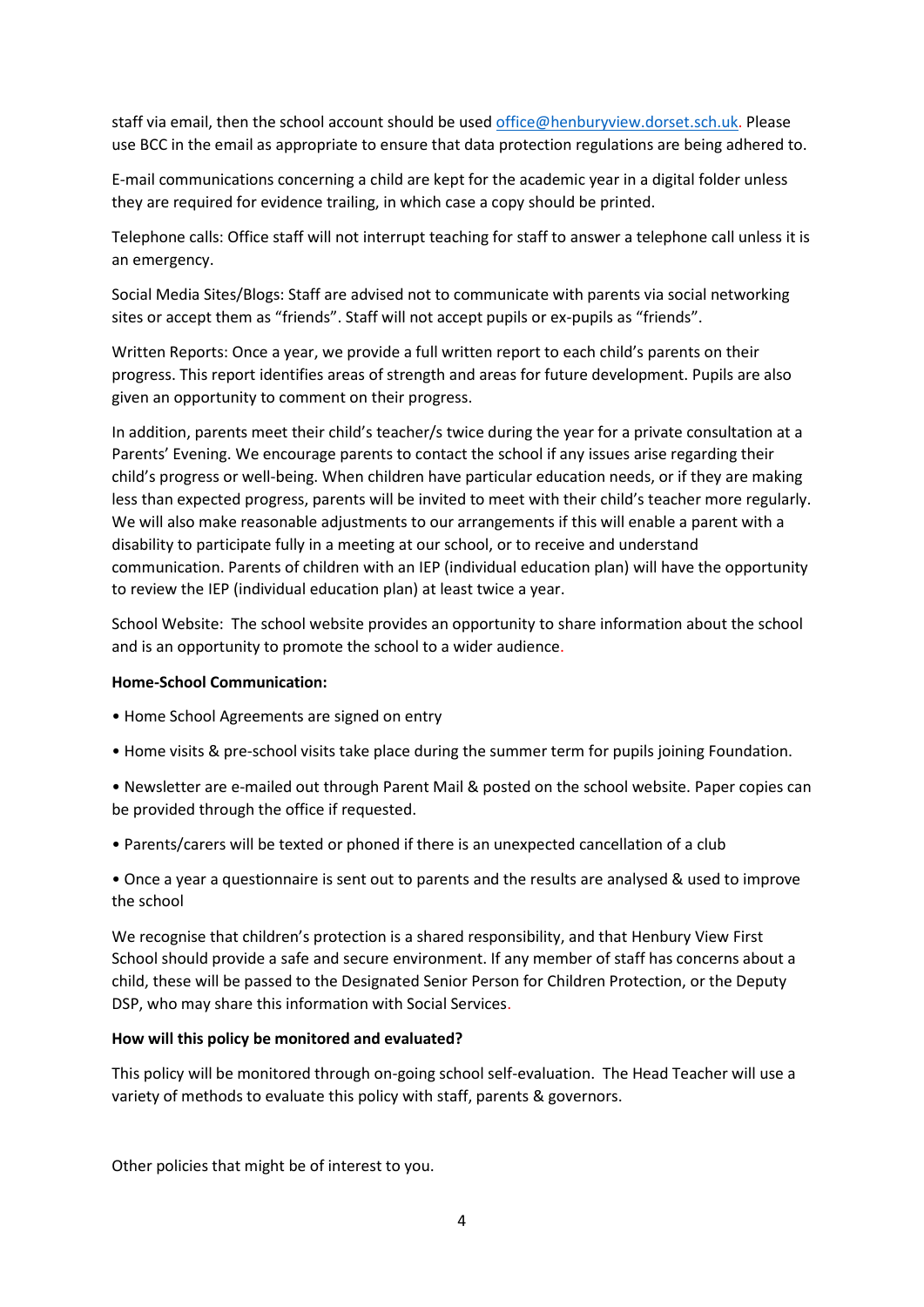staff via email, then the school account should be used office@henburyview.dorset.sch.uk. Please use BCC in the email as appropriate to ensure that data protection regulations are being adhered to.

E-mail communications concerning a child are kept for the academic year in a digital folder unless they are required for evidence trailing, in which case a copy should be printed.

Telephone calls: Office staff will not interrupt teaching for staff to answer a telephone call unless it is an emergency.

Social Media Sites/Blogs: Staff are advised not to communicate with parents via social networking sites or accept them as "friends". Staff will not accept pupils or ex-pupils as "friends".

Written Reports: Once a year, we provide a full written report to each child's parents on their progress. This report identifies areas of strength and areas for future development. Pupils are also given an opportunity to comment on their progress.

In addition, parents meet their child's teacher/s twice during the year for a private consultation at a Parents' Evening. We encourage parents to contact the school if any issues arise regarding their child's progress or well-being. When children have particular education needs, or if they are making less than expected progress, parents will be invited to meet with their child's teacher more regularly. We will also make reasonable adjustments to our arrangements if this will enable a parent with a disability to participate fully in a meeting at our school, or to receive and understand communication. Parents of children with an IEP (individual education plan) will have the opportunity to review the IEP (individual education plan) at least twice a year.

School Website: The school website provides an opportunity to share information about the school and is an opportunity to promote the school to a wider audience.

**Home-School Communication:**

- Home School Agreements are signed on entry
- Home visits & pre-school visits take place during the summer term for pupils joining Foundation.
- Newsletter are e-mailed out through Parent Mail & posted on the school website. Paper copies can be provided through the office if requested.
- Parents/carers will be texted or phoned if there is an unexpected cancellation of a club
- Once a year a questionnaire is sent out to parents and the results are analysed & used to improve the school

We recognise that children's protection is a shared responsibility, and that Henbury View First School should provide a safe and secure environment. If any member of staff has concerns about a child, these will be passed to the Designated Senior Person for Children Protection, or the Deputy DSP, who may share this information with Social Services.

**How will this policy be monitored and evaluated?**

This policy will be monitored through on-going school self-evaluation. The Head Teacher will use a variety of methods to evaluate this policy with staff, parents & governors.

Other policies that might be of interest to you.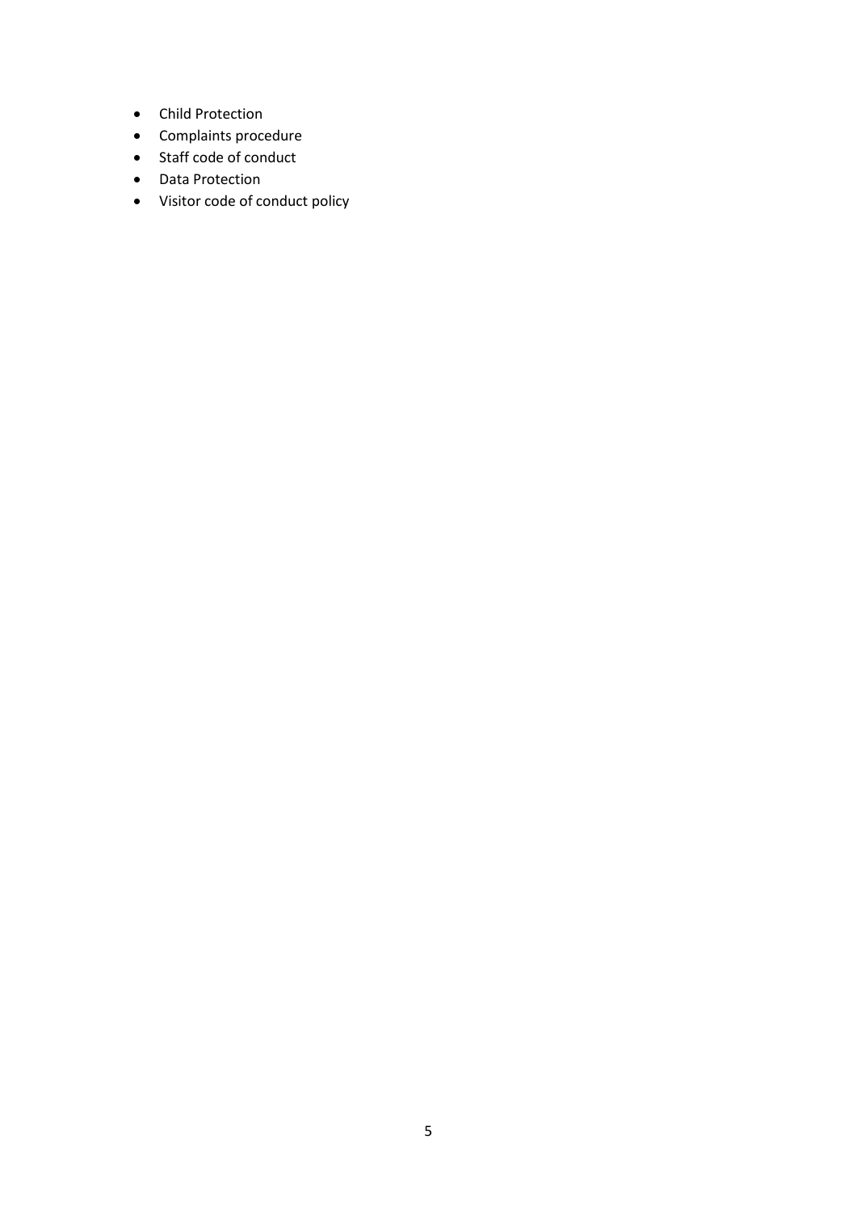- Child Protection
- Complaints procedure
- Staff code of conduct
- Data Protection
- Visitor code of conduct policy